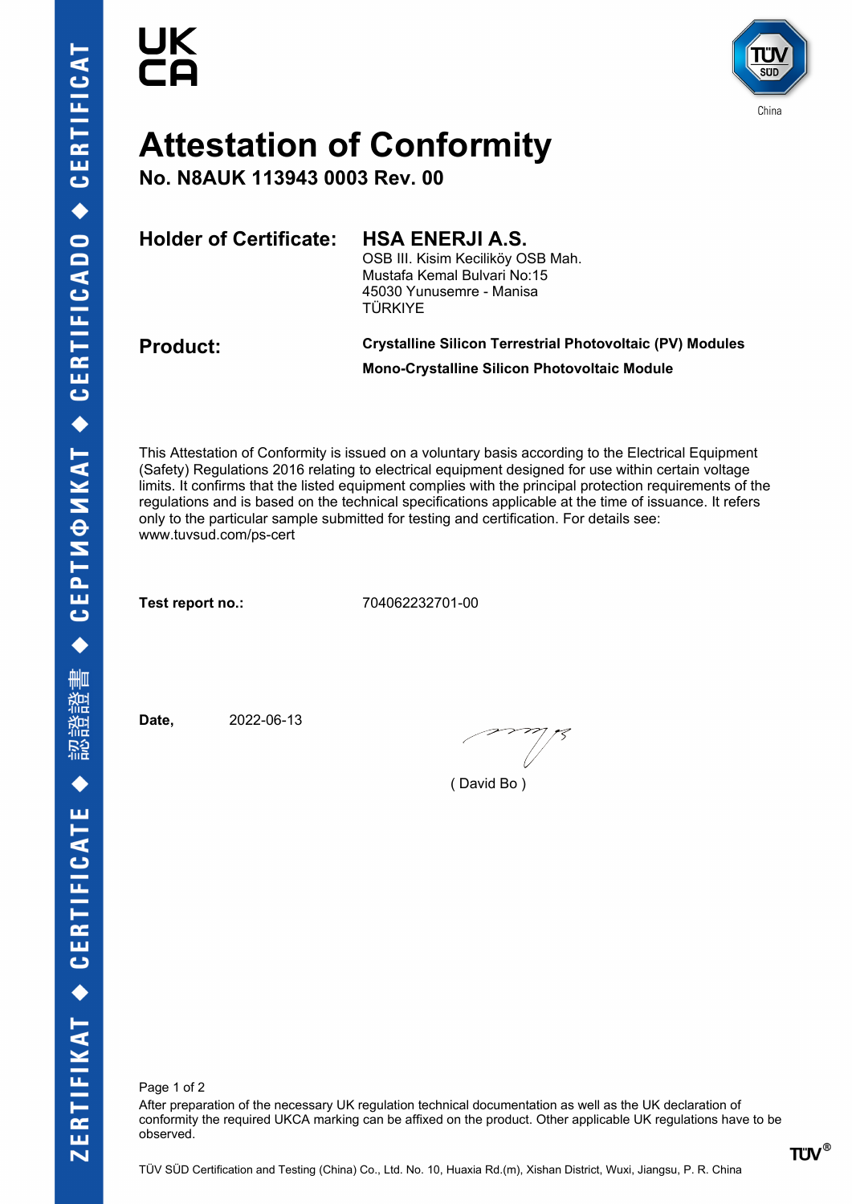UK
CA

TÜV SÜD China

# Attestation of Conformity

**No. N8AUK 113943 0003 Rev. 00**

**Holder of Certificate:** **HSA ENERJI A.S.**
OSB III. Kisim Keciliköy OSB Mah.
Mustafa Kemal Bulvari No:15
45030 Yunusemre - Manisa
TÜRKIYE

**Product:** **Crystalline Silicon Terrestrial Photovoltaic (PV) Modules**
**Mono-Crystalline Silicon Photovoltaic Module**

This Attestation of Conformity is issued on a voluntary basis according to the Electrical Equipment (Safety) Regulations 2016 relating to electrical equipment designed for use within certain voltage limits. It confirms that the listed equipment complies with the principal protection requirements of the regulations and is based on the technical specifications applicable at the time of issuance. It refers only to the particular sample submitted for testing and certification. For details see: www.tuvsud.com/ps-cert

**Test report no.:** 704062232701-00

**Date,** 2022-06-13

( David Bo )

After preparation of the necessary UK regulation technical documentation as well as the UK declaration of conformity the required UKCA marking can be affixed on the product. Other applicable UK regulations have to be observed.

TÜV SÜD Certification and Testing (China) Co., Ltd. No. 10, Huaxia Rd.(m), Xishan District, Wuxi, Jiangsu, P. R. China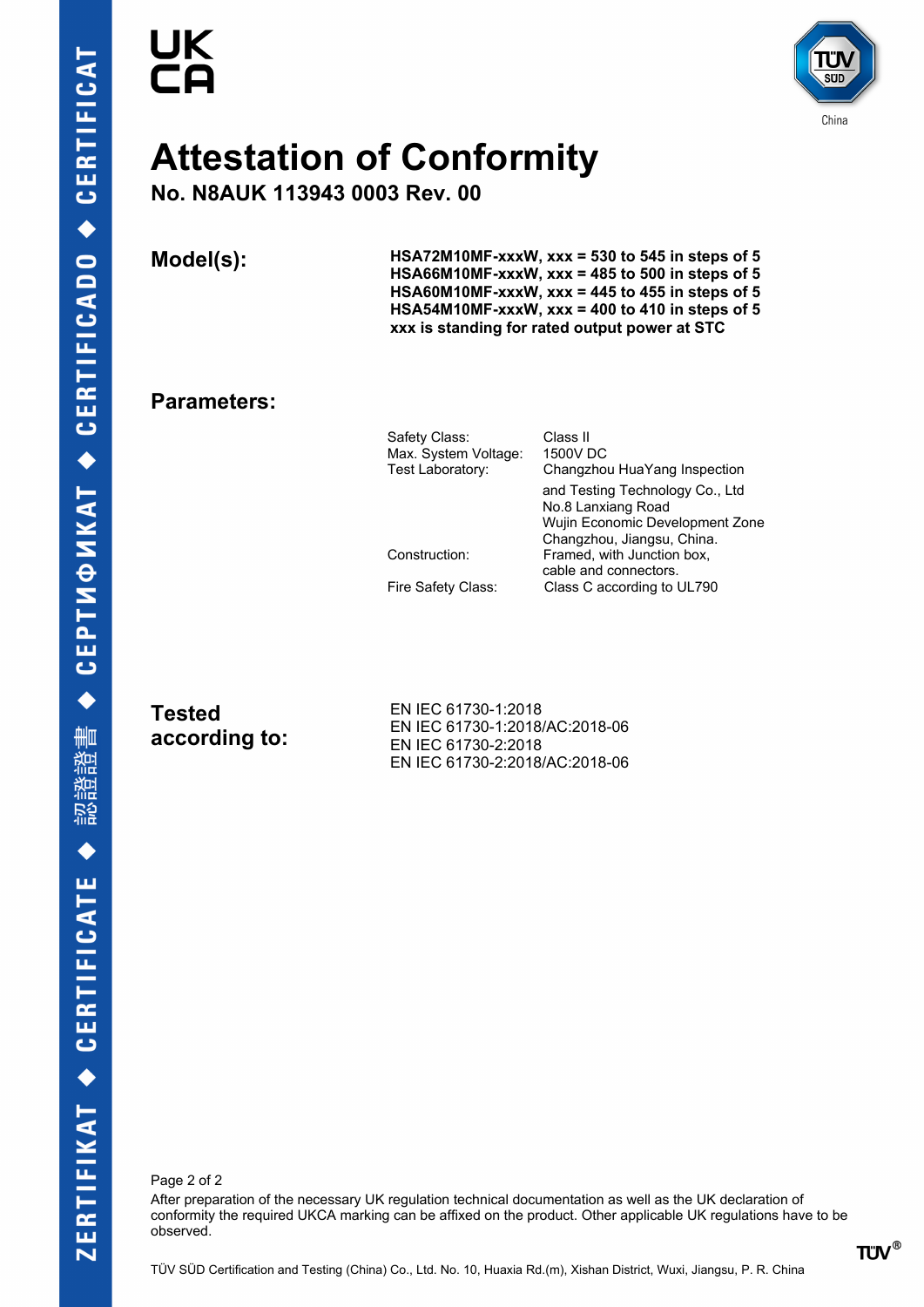UK CA

# Attestation of Conformity

## No. N8AUK 113943 0003 Rev. 00

**Model(s):**

**HSA72M10MF-xxxW, xxx = 530 to 545 in steps of 5**
**HSA66M10MF-xxxW, xxx = 485 to 500 in steps of 5**
**HSA60M10MF-xxxW, xxx = 445 to 455 in steps of 5**
**HSA54M10MF-xxxW, xxx = 400 to 410 in steps of 5**
**xxx is standing for rated output power at STC**

**Parameters:**

| | |
|---|---|
| Safety Class: | Class II |
| Max. System Voltage: | 1500V DC |
| Test Laboratory: | Changzhou HuaYang Inspection and Testing Technology Co., Ltd No.8 Lanxiang Road Wujin Economic Development Zone Changzhou, Jiangsu, China. |
| Construction: | Framed, with Junction box, cable and connectors. |
| Fire Safety Class: | Class C according to UL790 |

**Tested according to:**

EN IEC 61730-1:2018
EN IEC 61730-1:2018/AC:2018-06
EN IEC 61730-2:2018
EN IEC 61730-2:2018/AC:2018-06

After preparation of the necessary UK regulation technical documentation as well as the UK declaration of conformity the required UKCA marking can be affixed on the product. Other applicable UK regulations have to be observed.

TÜV SÜD Certification and Testing (China) Co., Ltd. No. 10, Huaxia Rd.(m), Xishan District, Wuxi, Jiangsu, P. R. China